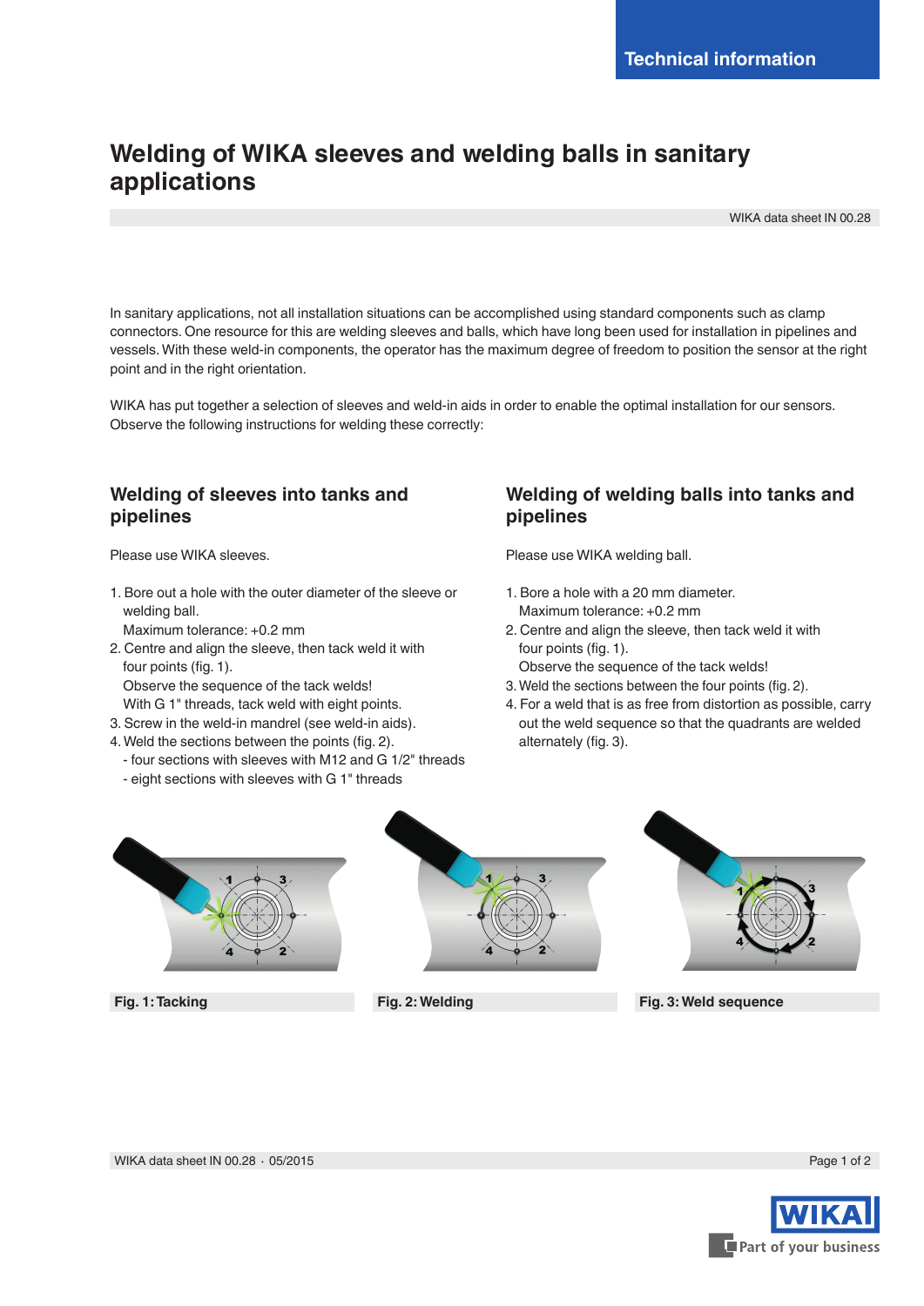Technical information

# Welding of WIKA sleeves and welding balls in sanitary applications

WIKA data sheet IN 00.28

In sanitary applications, not all installation situations can be accomplished using standard components such as clamp connectors. One resource for this are welding sleeves and balls, which have long been used for installation in pipelines and vessels. With these weld-in components, the operator has the maximum degree of freedom to position the sensor at the right point and in the right orientation.

WIKA has put together a selection of sleeves and weld-in aids in order to enable the optimal installation for our sensors. Observe the following instructions for welding these correctly:

## Welding of sleeves into tanks and pipelines

Please use WIKA sleeves.

1. Bore out a hole with the outer diameter of the sleeve or welding ball.
   Maximum tolerance: +0.2 mm
2. Centre and align the sleeve, then tack weld it with four points (fig. 1).
   Observe the sequence of the tack welds!
   With G 1" threads, tack weld with eight points.
3. Screw in the weld-in mandrel (see weld-in aids).
4. Weld the sections between the points (fig. 2).
   - four sections with sleeves with M12 and G 1/2" threads
   - eight sections with sleeves with G 1" threads

## Welding of welding balls into tanks and pipelines

Please use WIKA welding ball.

1. Bore a hole with a 20 mm diameter.
   Maximum tolerance: +0.2 mm
2. Centre and align the sleeve, then tack weld it with four points (fig. 1).
   Observe the sequence of the tack welds!
3. Weld the sections between the four points (fig. 2).
4. For a weld that is as free from distortion as possible, carry out the weld sequence so that the quadrants are welded alternately (fig. 3).

**Fig. 1: Tacking**

**Fig. 2: Welding**

**Fig. 3: Weld sequence**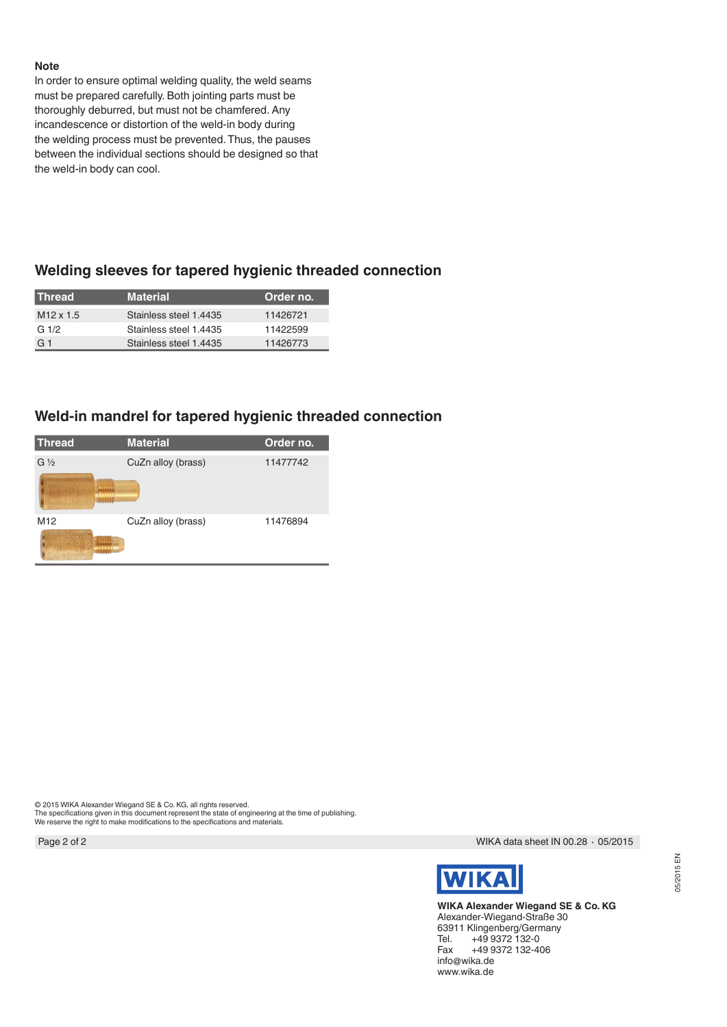**Note**

In order to ensure optimal welding quality, the weld seams must be prepared carefully. Both jointing parts must be thoroughly deburred, but must not be chamfered. Any incandescence or distortion of the weld-in body during the welding process must be prevented. Thus, the pauses between the individual sections should be designed so that the weld-in body can cool.

## Welding sleeves for tapered hygienic threaded connection

| Thread | Material | Order no. |
|---|---|---|
| M12 x 1.5 | Stainless steel 1.4435 | 11426721 |
| G 1/2 | Stainless steel 1.4435 | 11422599 |
| G 1 | Stainless steel 1.4435 | 11426773 |

## Weld-in mandrel for tapered hygienic threaded connection

| Thread | Material | Order no. |
|---|---|---|
| G ½ | CuZn alloy (brass) | 11477742 |
| M12 | CuZn alloy (brass) | 11476894 |

© 2015 WIKA Alexander Wiegand SE & Co. KG, all rights reserved.
The specifications given in this document represent the state of engineering at the time of publishing.
We reserve the right to make modifications to the specifications and materials.

**WIKA Alexander Wiegand SE & Co. KG**
Alexander-Wiegand-Straße 30
63911 Klingenberg/Germany
Tel. +49 9372 132-0
Fax +49 9372 132-406
info@wika.de
www.wika.de